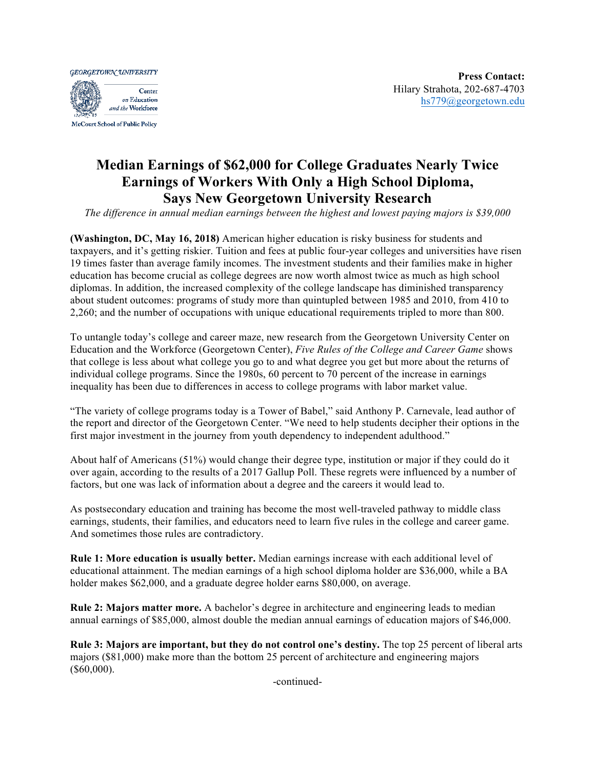GEORGETOWN UNIVERSITY

Center on Education and the Workforce

McCourt School of Public Policy

**Press Contact:**
Hilary Strahota, 202-687-4703
hs779@georgetown.edu

# Median Earnings of $62,000 for College Graduates Nearly Twice Earnings of Workers With Only a High School Diploma, Says New Georgetown University Research

*The difference in annual median earnings between the highest and lowest paying majors is $39,000*

**(Washington, DC, May 16, 2018)** American higher education is risky business for students and taxpayers, and it's getting riskier. Tuition and fees at public four-year colleges and universities have risen 19 times faster than average family incomes. The investment students and their families make in higher education has become crucial as college degrees are now worth almost twice as much as high school diplomas. In addition, the increased complexity of the college landscape has diminished transparency about student outcomes: programs of study more than quintupled between 1985 and 2010, from 410 to 2,260; and the number of occupations with unique educational requirements tripled to more than 800.

To untangle today's college and career maze, new research from the Georgetown University Center on Education and the Workforce (Georgetown Center), *Five Rules of the College and Career Game* shows that college is less about what college you go to and what degree you get but more about the returns of individual college programs. Since the 1980s, 60 percent to 70 percent of the increase in earnings inequality has been due to differences in access to college programs with labor market value.

"The variety of college programs today is a Tower of Babel," said Anthony P. Carnevale, lead author of the report and director of the Georgetown Center. "We need to help students decipher their options in the first major investment in the journey from youth dependency to independent adulthood."

About half of Americans (51%) would change their degree type, institution or major if they could do it over again, according to the results of a 2017 Gallup Poll. These regrets were influenced by a number of factors, but one was lack of information about a degree and the careers it would lead to.

As postsecondary education and training has become the most well-traveled pathway to middle class earnings, students, their families, and educators need to learn five rules in the college and career game. And sometimes those rules are contradictory.

**Rule 1: More education is usually better.** Median earnings increase with each additional level of educational attainment. The median earnings of a high school diploma holder are $36,000, while a BA holder makes $62,000, and a graduate degree holder earns $80,000, on average.

**Rule 2: Majors matter more.** A bachelor's degree in architecture and engineering leads to median annual earnings of $85,000, almost double the median annual earnings of education majors of $46,000.

**Rule 3: Majors are important, but they do not control one's destiny.** The top 25 percent of liberal arts majors ($81,000) make more than the bottom 25 percent of architecture and engineering majors ($60,000).

-continued-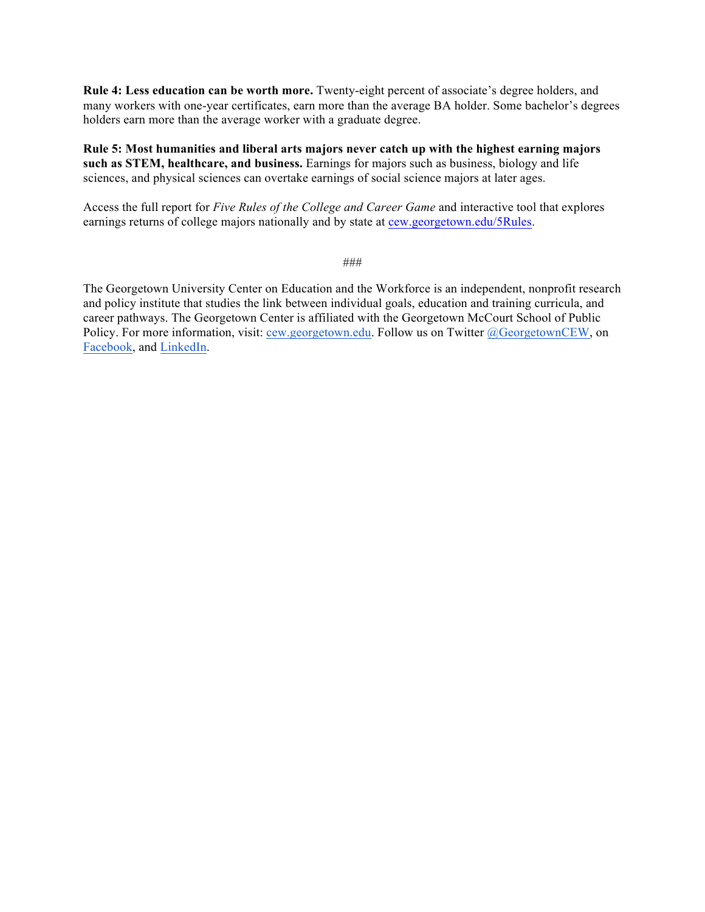**Rule 4: Less education can be worth more.** Twenty-eight percent of associate's degree holders, and many workers with one-year certificates, earn more than the average BA holder. Some bachelor's degrees holders earn more than the average worker with a graduate degree.

**Rule 5: Most humanities and liberal arts majors never catch up with the highest earning majors such as STEM, healthcare, and business.** Earnings for majors such as business, biology and life sciences, and physical sciences can overtake earnings of social science majors at later ages.

Access the full report for *Five Rules of the College and Career Game* and interactive tool that explores earnings returns of college majors nationally and by state at [cew.georgetown.edu/5Rules](cew.georgetown.edu/5Rules).

###

The Georgetown University Center on Education and the Workforce is an independent, nonprofit research and policy institute that studies the link between individual goals, education and training curricula, and career pathways. The Georgetown Center is affiliated with the Georgetown McCourt School of Public Policy. For more information, visit: [cew.georgetown.edu](cew.georgetown.edu). Follow us on Twitter [@GeorgetownCEW](@GeorgetownCEW), on [Facebook](Facebook), and [LinkedIn](LinkedIn).